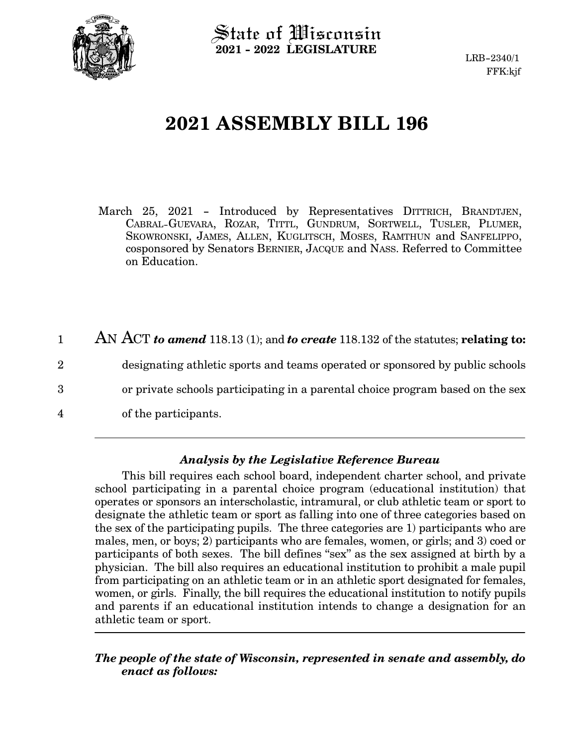State of Wisconsin
**2021 - 2022 LEGISLATURE**

LRB-2340/1
FFK:kjf

# 2021 ASSEMBLY BILL 196

March 25, 2021 – Introduced by Representatives DITTRICH, BRANDTJEN, CABRAL-GUEVARA, ROZAR, TITTL, GUNDRUM, SORTWELL, TUSLER, PLUMER, SKOWRONSKI, JAMES, ALLEN, KUGLITSCH, MOSES, RAMTHUN and SANFELIPPO, cosponsored by Senators BERNIER, JACQUE and NASS. Referred to Committee on Education.

1 AN ACT ***to amend*** 118.13 (1); and ***to create*** 118.132 of the statutes; **relating to:**
2 designating athletic sports and teams operated or sponsored by public schools
3 or private schools participating in a parental choice program based on the sex
4 of the participants.

---

***Analysis by the Legislative Reference Bureau***

This bill requires each school board, independent charter school, and private school participating in a parental choice program (educational institution) that operates or sponsors an interscholastic, intramural, or club athletic team or sport to designate the athletic team or sport as falling into one of three categories based on the sex of the participating pupils. The three categories are 1) participants who are males, men, or boys; 2) participants who are females, women, or girls; and 3) coed or participants of both sexes. The bill defines "sex" as the sex assigned at birth by a physician. The bill also requires an educational institution to prohibit a male pupil from participating on an athletic team or in an athletic sport designated for females, women, or girls. Finally, the bill requires the educational institution to notify pupils and parents if an educational institution intends to change a designation for an athletic team or sport.

---

***The people of the state of Wisconsin, represented in senate and assembly, do enact as follows:***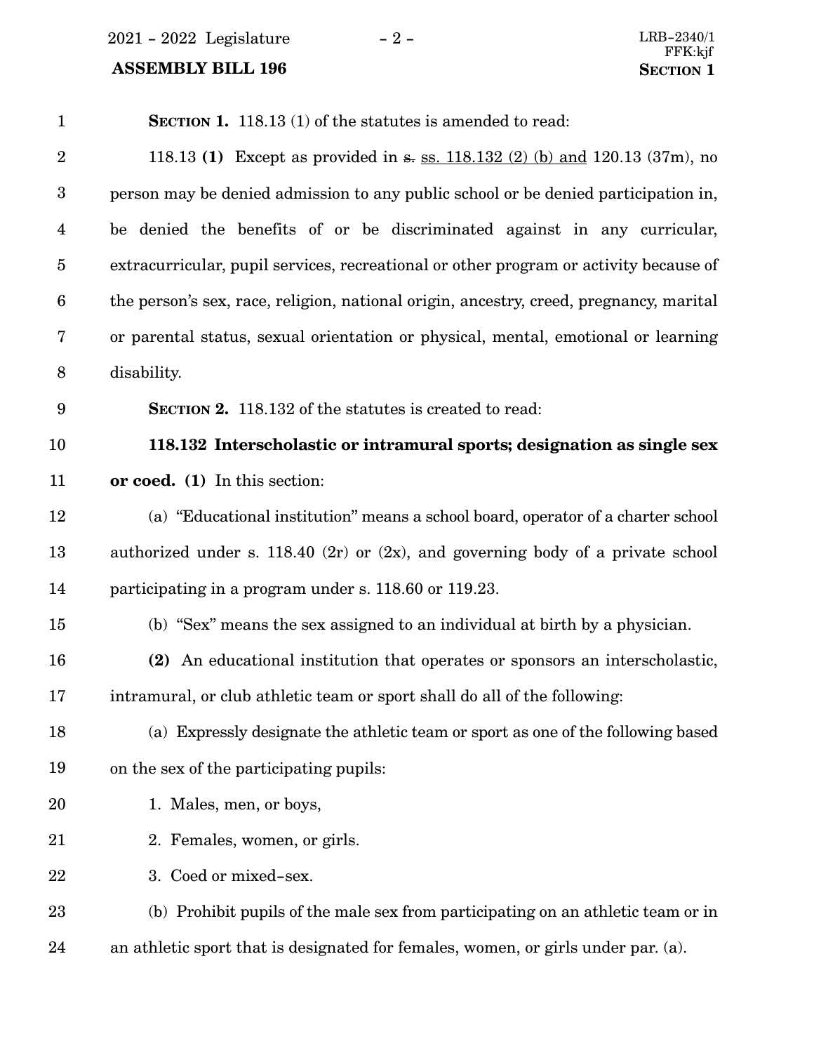**SECTION 1.** 118.13 (1) of the statutes is amended to read:

118.13 **(1)** Except as provided in ~~s.~~ ss. 118.132 (2) (b) and 120.13 (37m), no person may be denied admission to any public school or be denied participation in, be denied the benefits of or be discriminated against in any curricular, extracurricular, pupil services, recreational or other program or activity because of the person's sex, race, religion, national origin, ancestry, creed, pregnancy, marital or parental status, sexual orientation or physical, mental, emotional or learning disability.

**SECTION 2.** 118.132 of the statutes is created to read:

**118.132 Interscholastic or intramural sports; designation as single sex or coed. (1)** In this section:

(a) "Educational institution" means a school board, operator of a charter school authorized under s. 118.40 (2r) or (2x), and governing body of a private school participating in a program under s. 118.60 or 119.23.

(b) "Sex" means the sex assigned to an individual at birth by a physician.

**(2)** An educational institution that operates or sponsors an interscholastic, intramural, or club athletic team or sport shall do all of the following:

(a) Expressly designate the athletic team or sport as one of the following based on the sex of the participating pupils:

1. Males, men, or boys,

2. Females, women, or girls.

3. Coed or mixed-sex.

(b) Prohibit pupils of the male sex from participating on an athletic team or in an athletic sport that is designated for females, women, or girls under par. (a).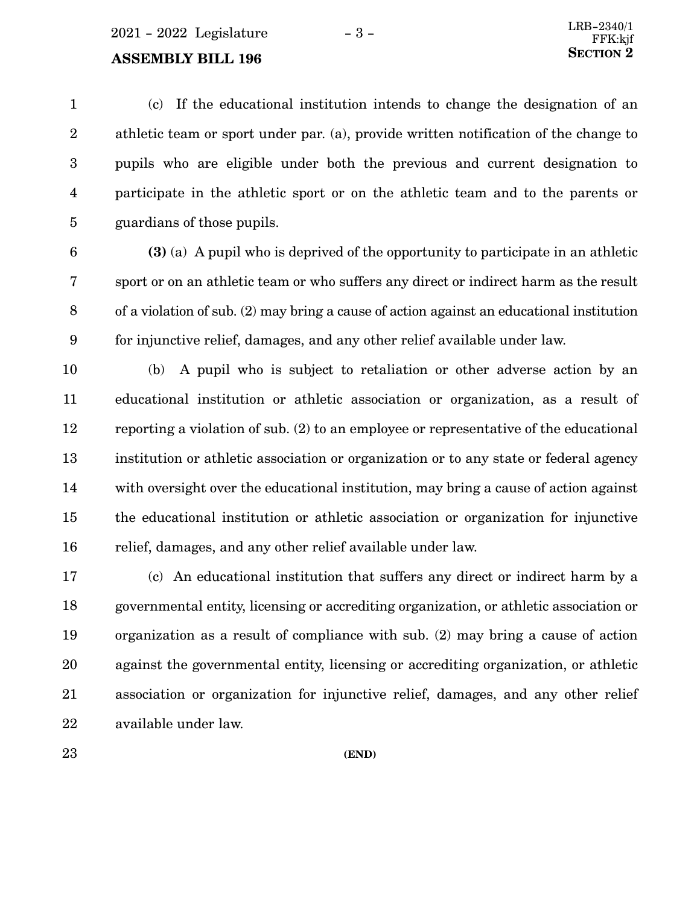(c) If the educational institution intends to change the designation of an athletic team or sport under par. (a), provide written notification of the change to pupils who are eligible under both the previous and current designation to participate in the athletic sport or on the athletic team and to the parents or guardians of those pupils.

**(3)** (a) A pupil who is deprived of the opportunity to participate in an athletic sport or on an athletic team or who suffers any direct or indirect harm as the result of a violation of sub. (2) may bring a cause of action against an educational institution for injunctive relief, damages, and any other relief available under law.

(b) A pupil who is subject to retaliation or other adverse action by an educational institution or athletic association or organization, as a result of reporting a violation of sub. (2) to an employee or representative of the educational institution or athletic association or organization or to any state or federal agency with oversight over the educational institution, may bring a cause of action against the educational institution or athletic association or organization for injunctive relief, damages, and any other relief available under law.

(c) An educational institution that suffers any direct or indirect harm by a governmental entity, licensing or accrediting organization, or athletic association or organization as a result of compliance with sub. (2) may bring a cause of action against the governmental entity, licensing or accrediting organization, or athletic association or organization for injunctive relief, damages, and any other relief available under law.

**(END)**